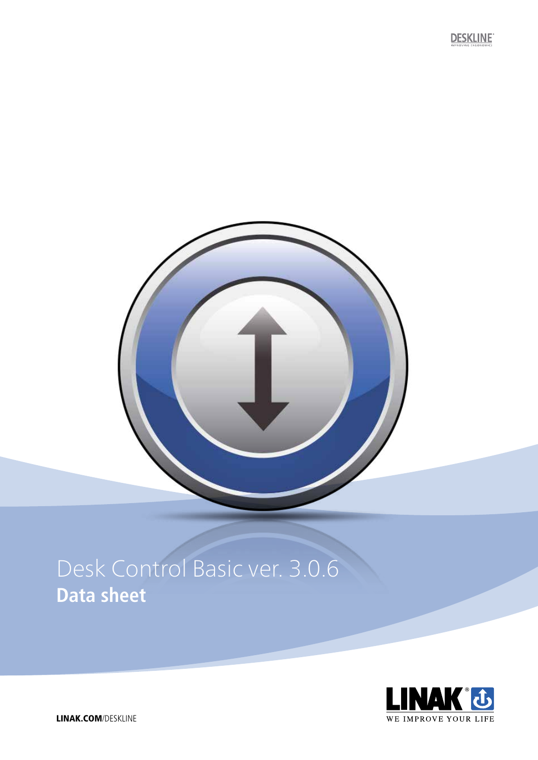DESKLINE
IMPROVING ERGONOMICS

# Desk Control Basic ver. 3.0.6

## Data sheet

LINAK®
WE IMPROVE YOUR LIFE

LINAK.COM/DESKLINE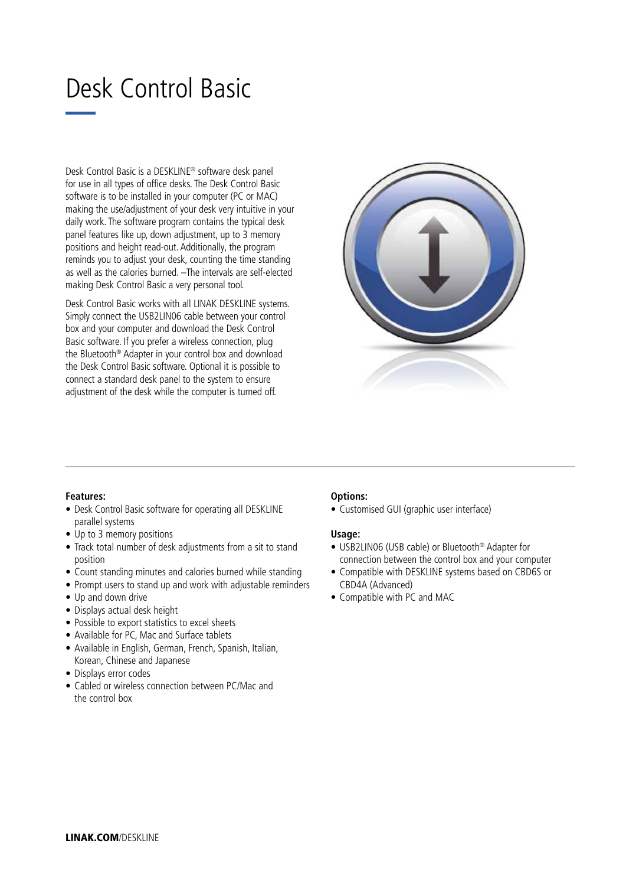# Desk Control Basic

Desk Control Basic is a DESKLINE® software desk panel for use in all types of office desks. The Desk Control Basic software is to be installed in your computer (PC or MAC) making the use/adjustment of your desk very intuitive in your daily work. The software program contains the typical desk panel features like up, down adjustment, up to 3 memory positions and height read-out. Additionally, the program reminds you to adjust your desk, counting the time standing as well as the calories burned. –The intervals are self-elected making Desk Control Basic a very personal tool.

Desk Control Basic works with all LINAK DESKLINE systems. Simply connect the USB2LIN06 cable between your control box and your computer and download the Desk Control Basic software. If you prefer a wireless connection, plug the Bluetooth® Adapter in your control box and download the Desk Control Basic software. Optional it is possible to connect a standard desk panel to the system to ensure adjustment of the desk while the computer is turned off.

**Features:**

- Desk Control Basic software for operating all DESKLINE parallel systems
- Up to 3 memory positions
- Track total number of desk adjustments from a sit to stand position
- Count standing minutes and calories burned while standing
- Prompt users to stand up and work with adjustable reminders
- Up and down drive
- Displays actual desk height
- Possible to export statistics to excel sheets
- Available for PC, Mac and Surface tablets
- Available in English, German, French, Spanish, Italian, Korean, Chinese and Japanese
- Displays error codes
- Cabled or wireless connection between PC/Mac and the control box

**Options:**

- Customised GUI (graphic user interface)

**Usage:**

- USB2LIN06 (USB cable) or Bluetooth® Adapter for connection between the control box and your computer
- Compatible with DESKLINE systems based on CBD6S or CBD4A (Advanced)
- Compatible with PC and MAC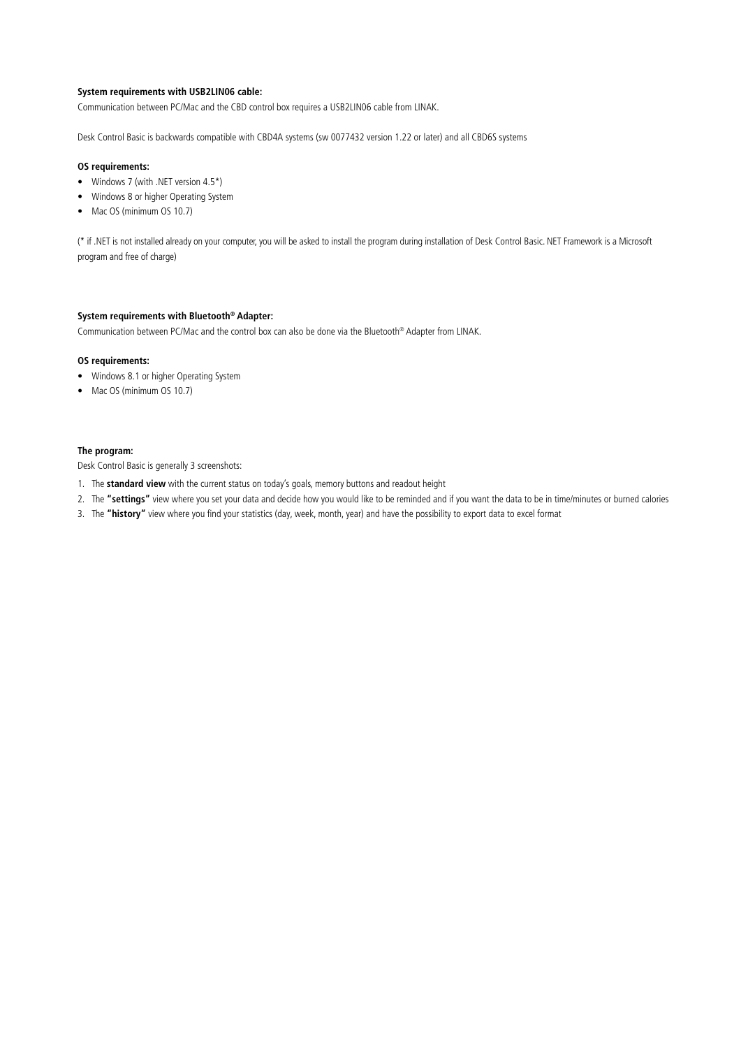**System requirements with USB2LIN06 cable:**

Communication between PC/Mac and the CBD control box requires a USB2LIN06 cable from LINAK.

Desk Control Basic is backwards compatible with CBD4A systems (sw 0077432 version 1.22 or later) and all CBD6S systems

**OS requirements:**

- Windows 7 (with .NET version 4.5*)
- Windows 8 or higher Operating System
- Mac OS (minimum OS 10.7)

(* if .NET is not installed already on your computer, you will be asked to install the program during installation of Desk Control Basic. NET Framework is a Microsoft program and free of charge)

**System requirements with Bluetooth® Adapter:**

Communication between PC/Mac and the control box can also be done via the Bluetooth® Adapter from LINAK.

**OS requirements:**

- Windows 8.1 or higher Operating System
- Mac OS (minimum OS 10.7)

**The program:**

Desk Control Basic is generally 3 screenshots:

1. The **standard view** with the current status on today's goals, memory buttons and readout height
2. The **"settings"** view where you set your data and decide how you would like to be reminded and if you want the data to be in time/minutes or burned calories
3. The **"history"** view where you find your statistics (day, week, month, year) and have the possibility to export data to excel format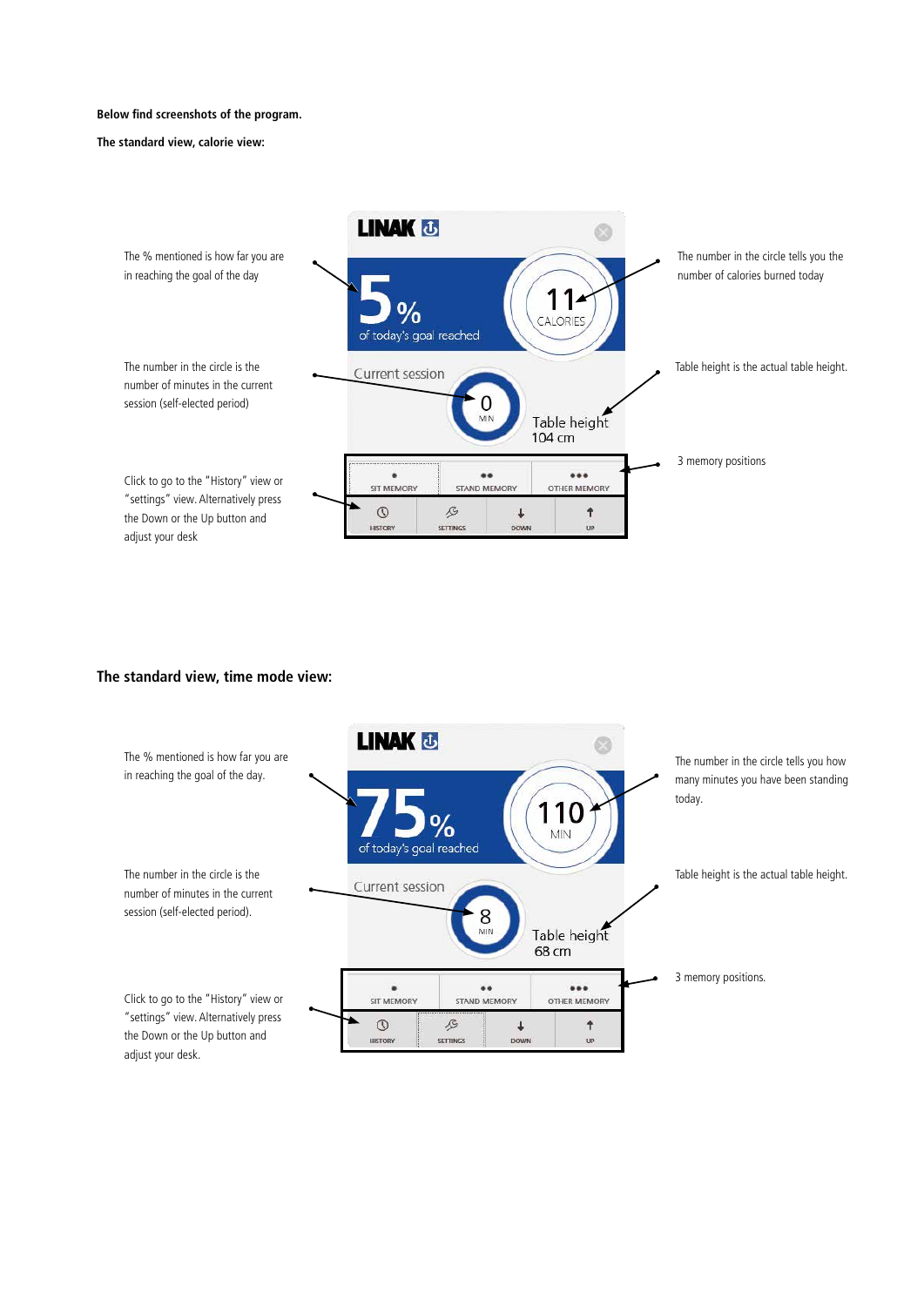**Below find screenshots of the program.**

**The standard view, calorie view:**

The % mentioned is how far you are in reaching the goal of the day

LINAK

5 %

of today's goal reached

11

CALORIES

The number in the circle tells you the number of calories burned today

The number in the circle is the number of minutes in the current session (self-elected period)

Current session

0

MIN

Table height

104 cm

Table height is the actual table height.

SIT MEMORY | STAND MEMORY | OTHER MEMORY

3 memory positions

Click to go to the "History" view or "settings" view. Alternatively press the Down or the Up button and adjust your desk

HISTORY | SETTINGS | DOWN | UP

## The standard view, time mode view:

The % mentioned is how far you are in reaching the goal of the day.

LINAK

75 %

of today's goal reached

110

MIN

The number in the circle tells you how many minutes you have been standing today.

The number in the circle is the number of minutes in the current session (self-elected period).

Current session

8

MIN

Table height

68 cm

Table height is the actual table height.

SIT MEMORY | STAND MEMORY | OTHER MEMORY

3 memory positions.

Click to go to the "History" view or "settings" view. Alternatively press the Down or the Up button and adjust your desk.

HISTORY | SETTINGS | DOWN | UP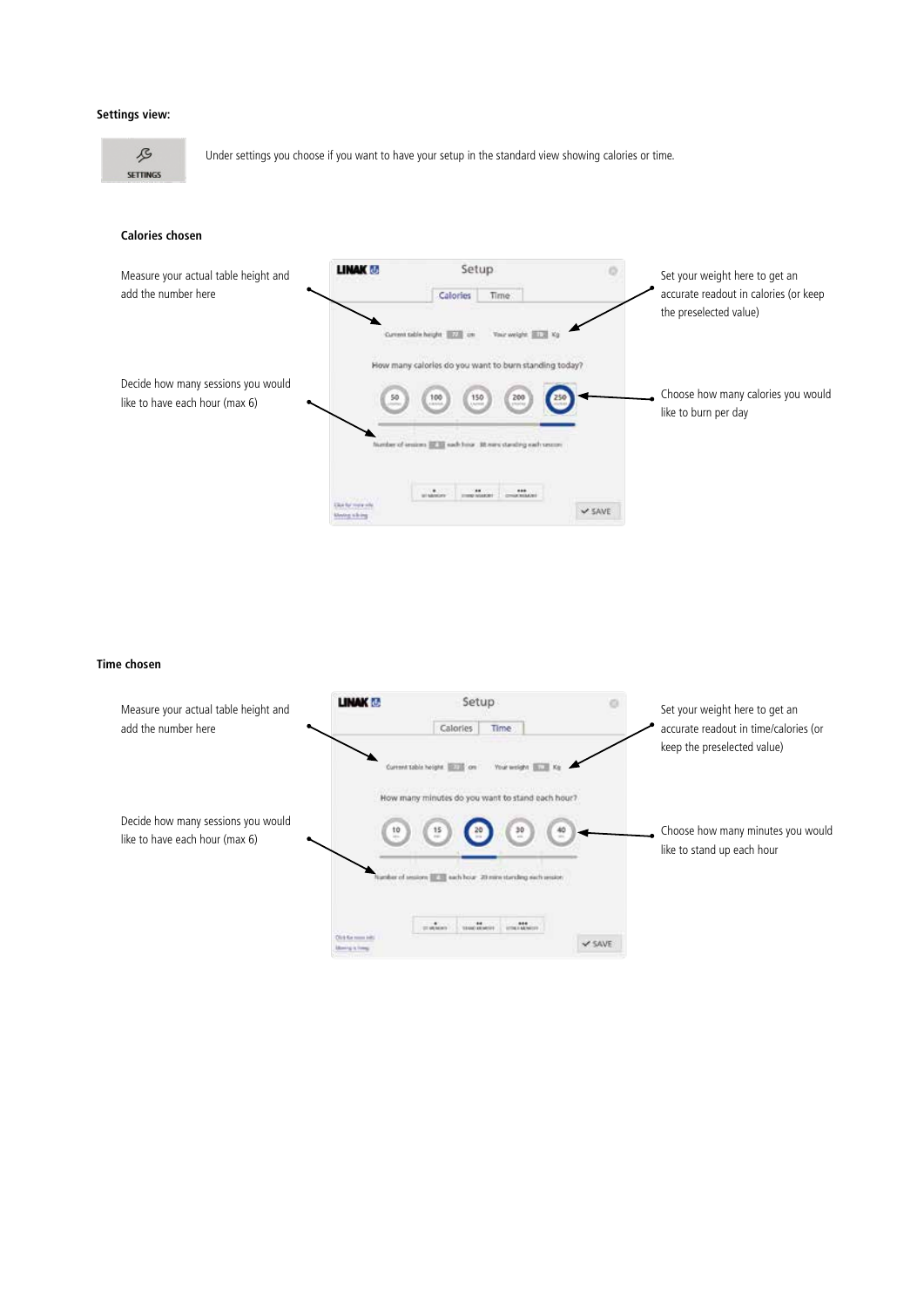**Settings view:**

SETTINGS

Under settings you choose if you want to have your setup in the standard view showing calories or time.

**Calories chosen**

Measure your actual table height and add the number here

Decide how many sessions you would like to have each hour (max 6)

Set your weight here to get an accurate readout in calories (or keep the preselected value)

Choose how many calories you would like to burn per day

**Time chosen**

Measure your actual table height and add the number here

Decide how many sessions you would like to have each hour (max 6)

Set your weight here to get an accurate readout in time/calories (or keep the preselected value)

Choose how many minutes you would like to stand up each hour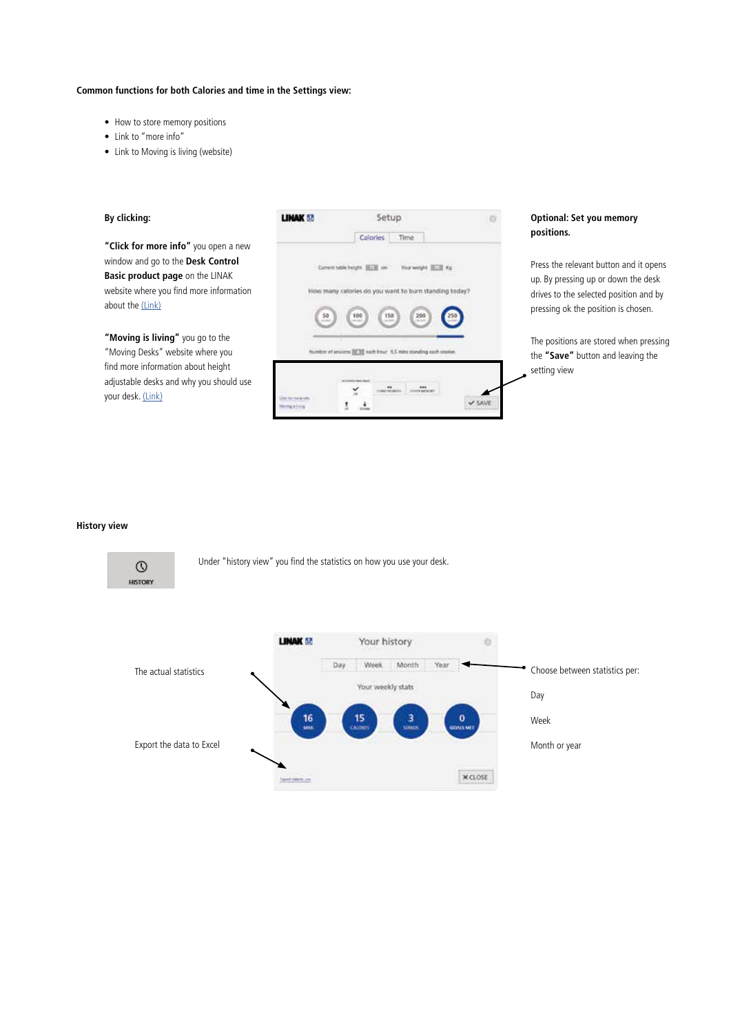**Common functions for both Calories and time in the Settings view:**

- How to store memory positions
- Link to "more info"
- Link to Moving is living (website)

**By clicking:**

**"Click for more info"** you open a new window and go to the **Desk Control Basic product page** on the LINAK website where you find more information about the (Link)

**"Moving is living"** you go to the "Moving Desks" website where you find more information about height adjustable desks and why you should use your desk. (Link)

**Optional: Set you memory positions.**

Press the relevant button and it opens up. By pressing up or down the desk drives to the selected position and by pressing ok the position is chosen.

The positions are stored when pressing the **"Save"** button and leaving the setting view

**History view**

Under "history view" you find the statistics on how you use your desk.

The actual statistics

Export the data to Excel

Choose between statistics per:

Day

Week

Month or year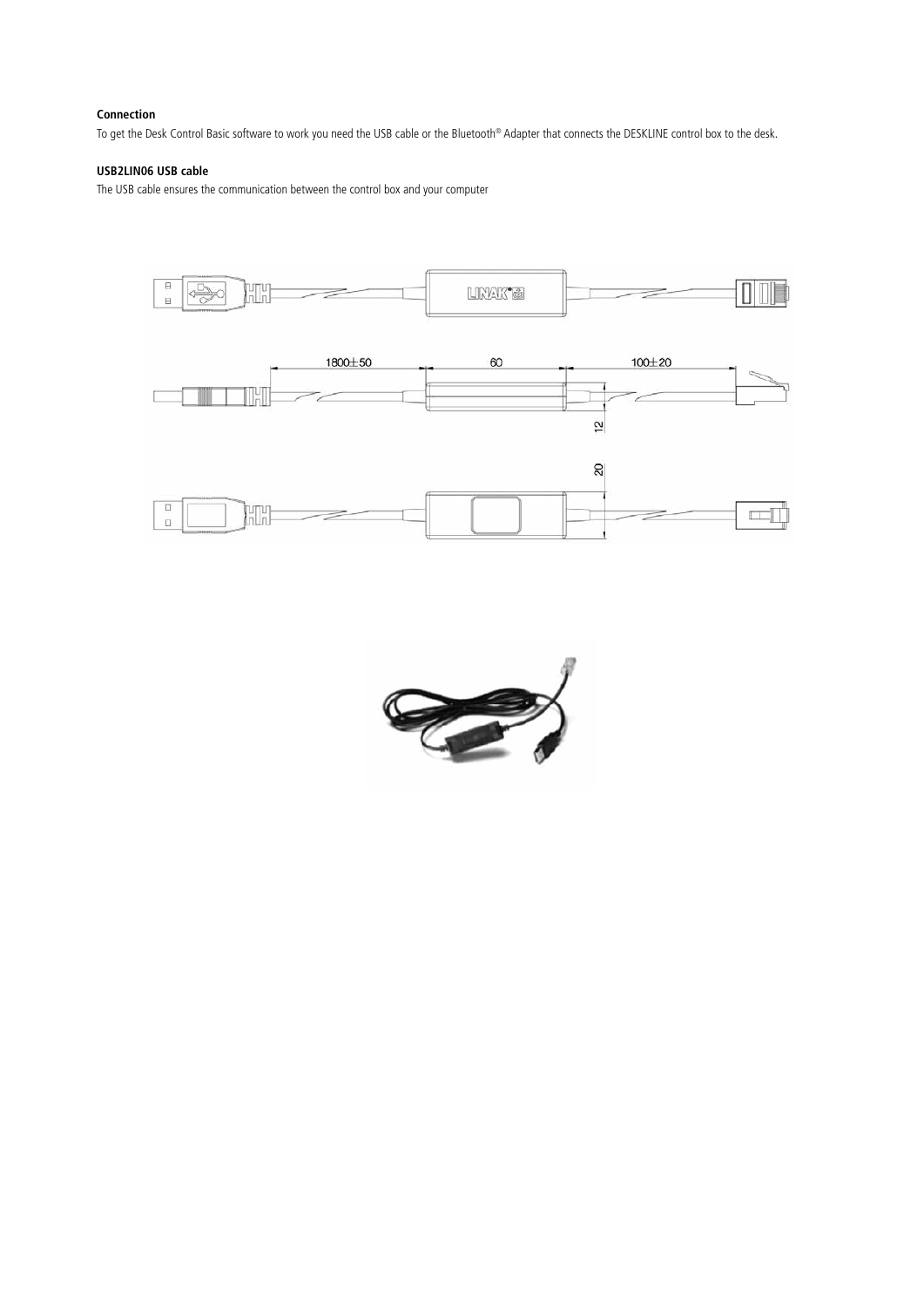**Connection**

To get the Desk Control Basic software to work you need the USB cable or the Bluetooth® Adapter that connects the DESKLINE control box to the desk.

**USB2LIN06 USB cable**

The USB cable ensures the communication between the control box and your computer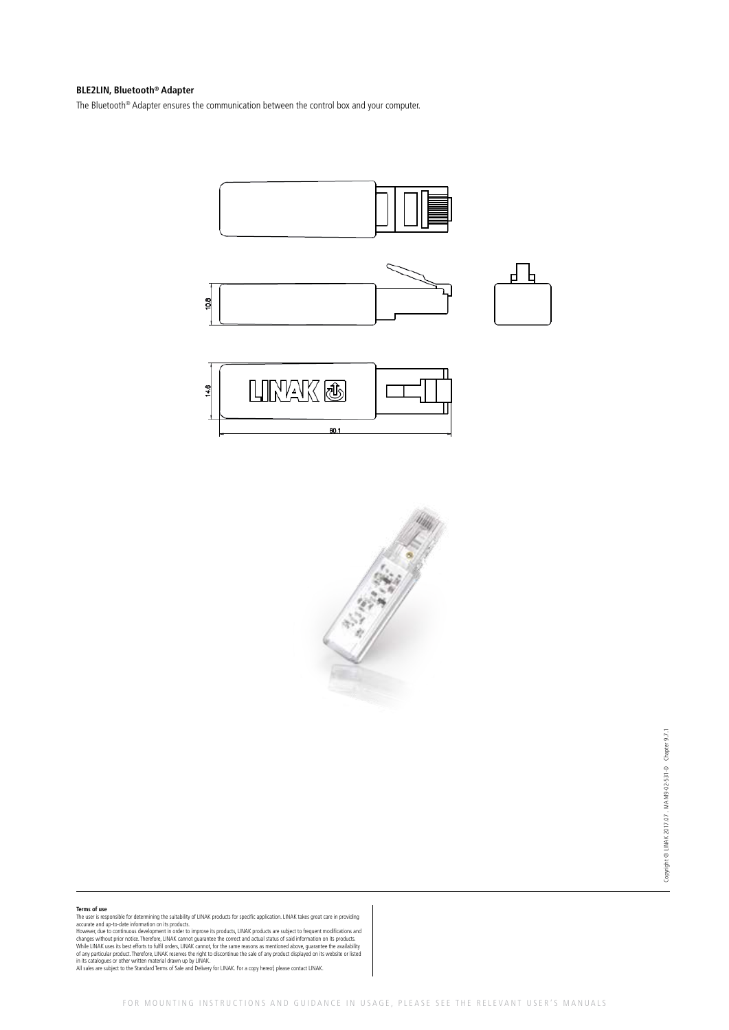**BLE2LIN, Bluetooth® Adapter**

The Bluetooth® Adapter ensures the communication between the control box and your computer.

10.8

14.6

60.1

Copyright © LINAK 2017.07 . MA-M9-02-531-D . Chapter 9.7.1

**Terms of use**

The user is responsible for determining the suitability of LINAK products for specific application. LINAK takes great care in providing accurate and up-to-date information on its products.

However, due to continuous development in order to improve its products, LINAK products are subject to frequent modifications and changes without prior notice. Therefore, LINAK cannot guarantee the correct and actual status of said information on its products.

While LINAK uses its best efforts to fulfil orders, LINAK cannot, for the same reasons as mentioned above, guarantee the availability of any particular product. Therefore, LINAK reserves the right to discontinue the sale of any product displayed on its website or listed in its catalogues or other written material drawn up by LINAK.

All sales are subject to the Standard Terms of Sale and Delivery for LINAK. For a copy hereof, please contact LINAK.

FOR MOUNTING INSTRUCTIONS AND GUIDANCE IN USAGE, PLEASE SEE THE RELEVANT USER'S MANUALS